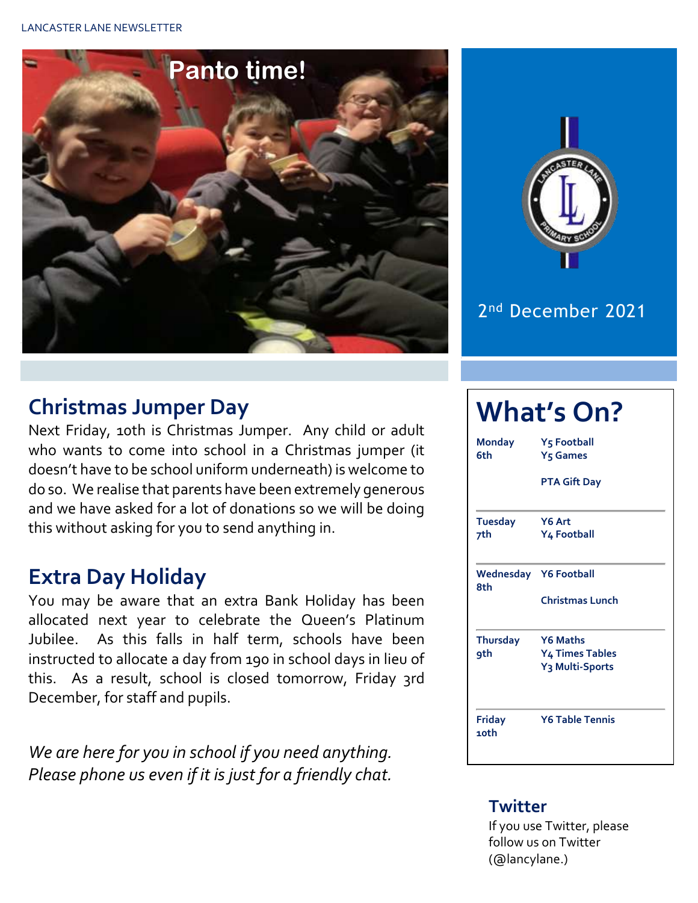LANCASTER LANE NEWSLETTER

Panto time!

2nd December 2021

## Christmas Jumper Day

Next Friday, 10th is Christmas Jumper. Any child or adult who wants to come into school in a Christmas jumper (it doesn't have to be school uniform underneath) is welcome to do so. We realise that parents have been extremely generous and we have asked for a lot of donations so we will be doing this without asking for you to send anything in.

## Extra Day Holiday

You may be aware that an extra Bank Holiday has been allocated next year to celebrate the Queen's Platinum Jubilee. As this falls in half term, schools have been instructed to allocate a day from 190 in school days in lieu of this. As a result, school is closed tomorrow, Friday 3rd December, for staff and pupils.

*We are here for you in school if you need anything. Please phone us even if it is just for a friendly chat.*

# What's On?

| | |
|---|---|
| **Monday 6th** | **Y5 Football**<br>**Y5 Games**<br><br>**PTA Gift Day** |
| **Tuesday 7th** | **Y6 Art**<br>**Y4 Football** |
| **Wednesday 8th** | **Y6 Football**<br><br>**Christmas Lunch** |
| **Thursday 9th** | **Y6 Maths**<br>**Y4 Times Tables**<br>**Y3 Multi-Sports** |
| **Friday 10th** | **Y6 Table Tennis** |

## Twitter

If you use Twitter, please follow us on Twitter (@lancylane.)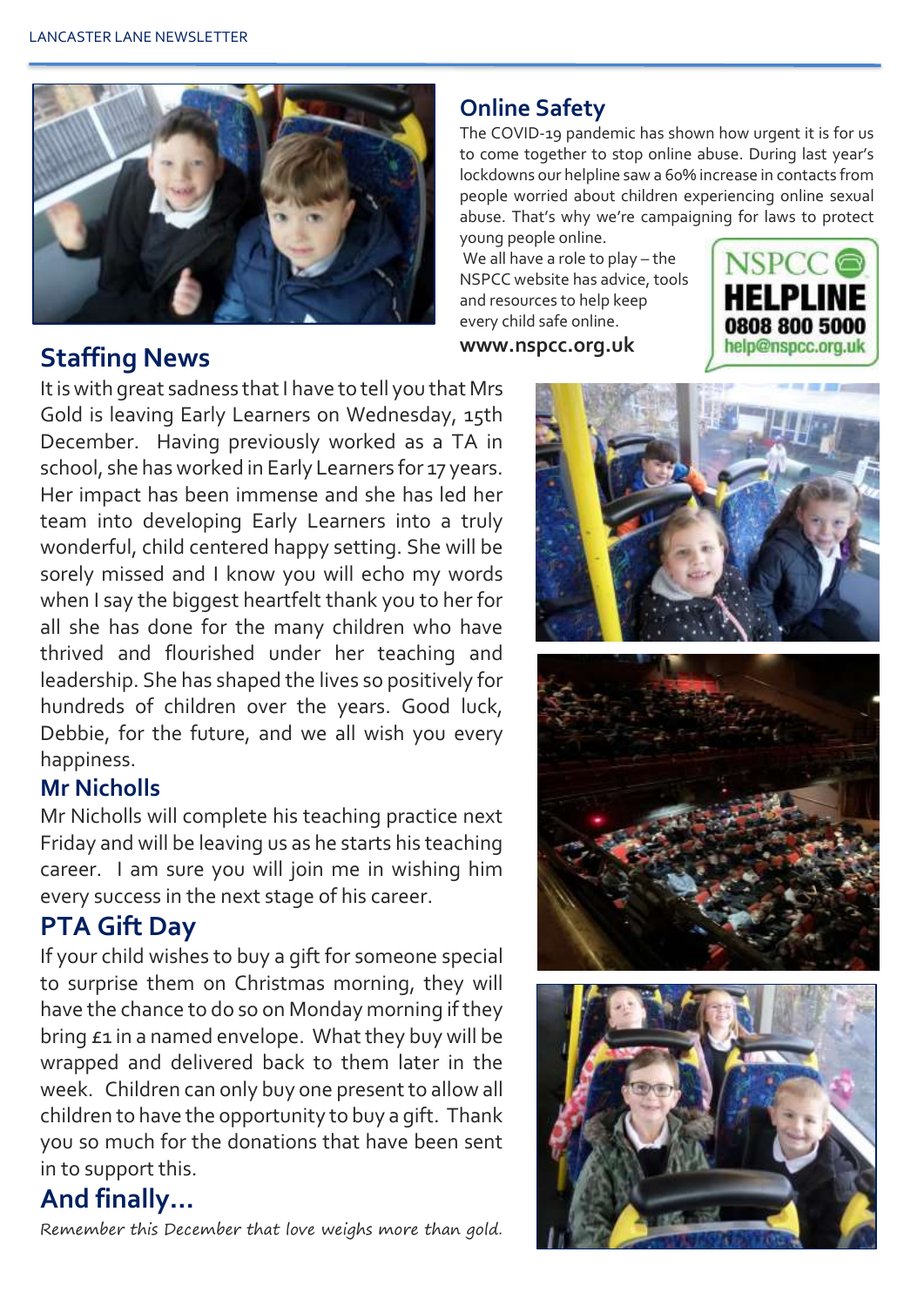## Online Safety

The COVID-19 pandemic has shown how urgent it is for us to come together to stop online abuse. During last year's lockdowns our helpline saw a 60% increase in contacts from people worried about children experiencing online sexual abuse. That's why we're campaigning for laws to protect young people online.

We all have a role to play – the NSPCC website has advice, tools and resources to help keep every child safe online.

**www.nspcc.org.uk**

NSPCC
**HELPLINE**
**0808 800 5000**
help@nspcc.org.uk

## Staffing News

It is with great sadness that I have to tell you that Mrs Gold is leaving Early Learners on Wednesday, 15th December. Having previously worked as a TA in school, she has worked in Early Learners for 17 years. Her impact has been immense and she has led her team into developing Early Learners into a truly wonderful, child centered happy setting. She will be sorely missed and I know you will echo my words when I say the biggest heartfelt thank you to her for all she has done for the many children who have thrived and flourished under her teaching and leadership. She has shaped the lives so positively for hundreds of children over the years. Good luck, Debbie, for the future, and we all wish you every happiness.

### Mr Nicholls

Mr Nicholls will complete his teaching practice next Friday and will be leaving us as he starts his teaching career. I am sure you will join me in wishing him every success in the next stage of his career.

## PTA Gift Day

If your child wishes to buy a gift for someone special to surprise them on Christmas morning, they will have the chance to do so on Monday morning if they bring £1 in a named envelope. What they buy will be wrapped and delivered back to them later in the week. Children can only buy one present to allow all children to have the opportunity to buy a gift. Thank you so much for the donations that have been sent in to support this.

## And finally…

*Remember this December that love weighs more than gold.*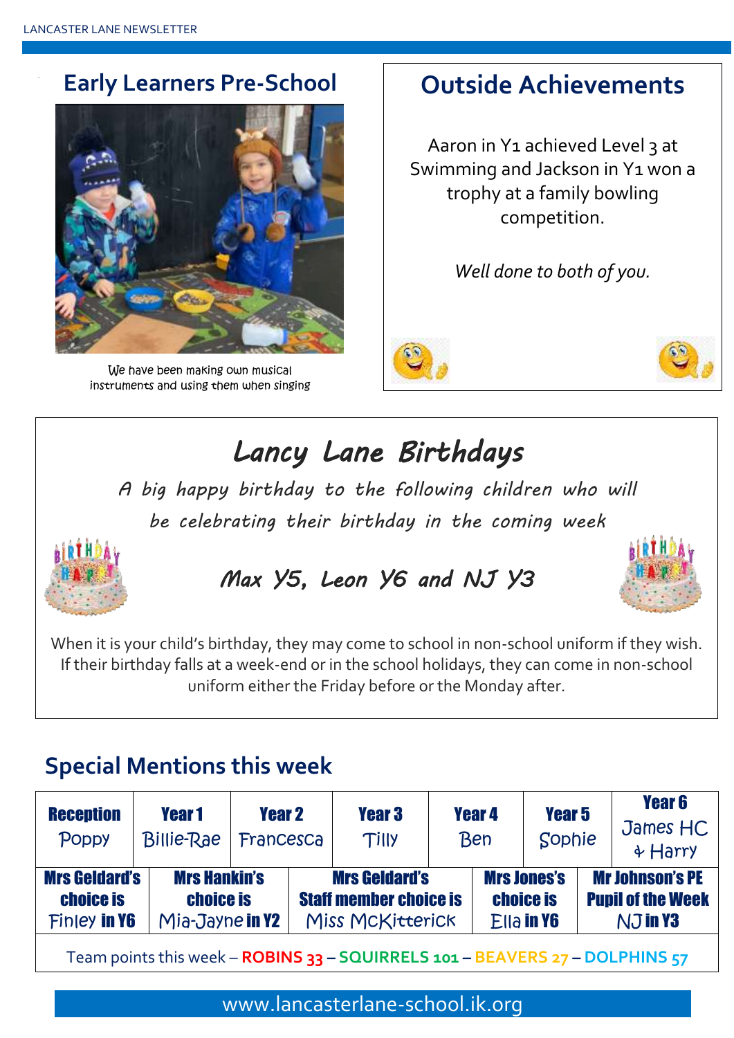## Early Learners Pre-School

We have been making own musical instruments and using them when singing

## Outside Achievements

Aaron in Y1 achieved Level 3 at Swimming and Jackson in Y1 won a trophy at a family bowling competition.

*Well done to both of you.*

## *Lancy Lane Birthdays*

*A big happy birthday to the following children who will be celebrating their birthday in the coming week*

***Max Y5, Leon Y6 and NJ Y3***

When it is your child's birthday, they may come to school in non-school uniform if they wish. If their birthday falls at a week-end or in the school holidays, they can come in non-school uniform either the Friday before or the Monday after.

## Special Mentions this week

| **Reception** | **Year 1** | **Year 2** | **Year 3** | **Year 4** | **Year 5** | **Year 6** |
|---|---|---|---|---|---|---|
| Poppy | Billie-Rae | Francesca | Tilly | Ben | Sophie | James HC & Harry |

| **Mrs Geldard's choice is** | **Mrs Hankin's choice is** | **Mrs Geldard's Staff member choice is** | **Mrs Jones's choice is** | **Mr Johnson's PE Pupil of the Week** |
|---|---|---|---|---|
| Finley **in Y6** | Mia-Jayne **in Y2** | Miss McKitterick | Ella **in Y6** | NJ **in Y3** |

Team points this week – **ROBINS 33** – **SQUIRRELS 101** – **BEAVERS 27** – **DOLPHINS 57**

www.lancasterlane-school.ik.org